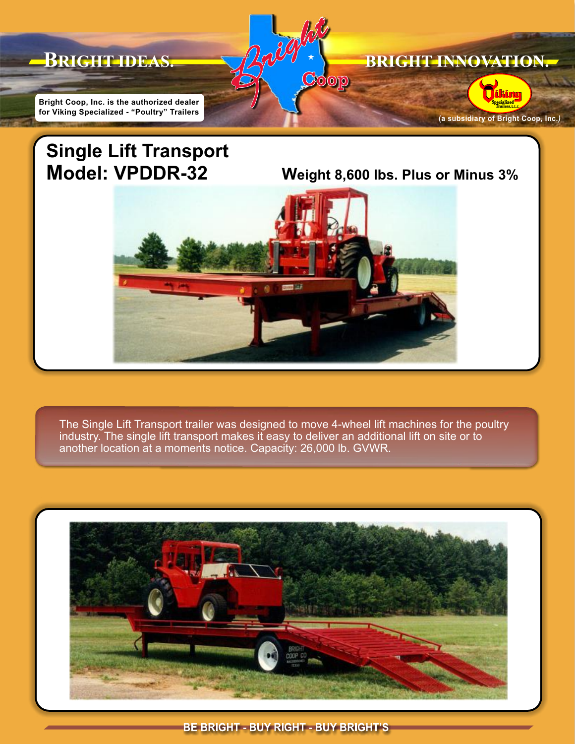**BRIGHT IDEAS.** **BRIGHT INNOVATION.**

Bright Coop

Bright Coop, Inc. is the authorized dealer for Viking Specialized - "Poultry" Trailers

Viking Specialized Trailers, L.L.C.

(a subsidiary of Bright Coop, Inc.)

# Single Lift Transport
# Model: VPDDR-32

**Weight 8,600 lbs. Plus or Minus 3%**

The Single Lift Transport trailer was designed to move 4-wheel lift machines for the poultry industry. The single lift transport makes it easy to deliver an additional lift on site or to another location at a moments notice. Capacity: 26,000 lb. GVWR.

**BE BRIGHT - BUY RIGHT - BUY BRIGHT'S**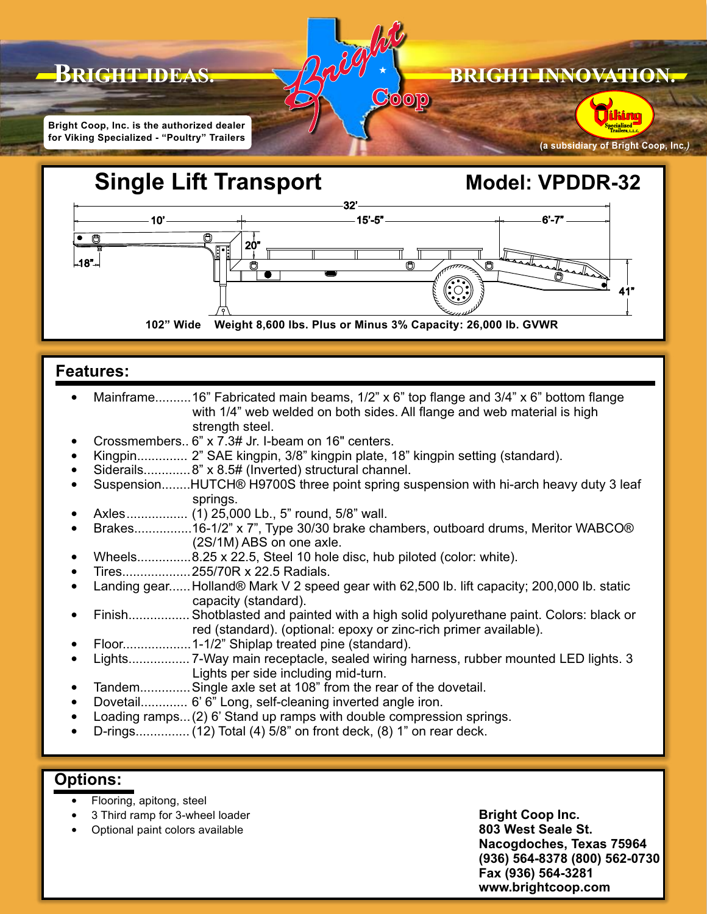BRIGHT IDEAS. BRIGHT INNOVATION.

Bright Coop, Inc. is the authorized dealer for Viking Specialized - "Poultry" Trailers

(a subsidiary of Bright Coop, Inc.)

# Single Lift Transport

## Model: VPDDR-32

32'
10'
15'-5"
6'-7"
20"
18"
41"

102" Wide Weight 8,600 lbs. Plus or Minus 3% Capacity: 26,000 lb. GVWR

## Features:

- Mainframe..........16" Fabricated main beams, 1/2" x 6" top flange and 3/4" x 6" bottom flange with 1/4" web welded on both sides. All flange and web material is high strength steel.
- Crossmembers.. 6" x 7.3# Jr. I-beam on 16" centers.
- Kingpin............. 2" SAE kingpin, 3/8" kingpin plate, 18" kingpin setting (standard).
- Siderails.............8" x 8.5# (Inverted) structural channel.
- Suspension........HUTCH® H9700S three point spring suspension with hi-arch heavy duty 3 leaf springs.
- Axles................ (1) 25,000 Lb., 5" round, 5/8" wall.
- Brakes................16-1/2" x 7", Type 30/30 brake chambers, outboard drums, Meritor WABCO® (2S/1M) ABS on one axle.
- Wheels...............8.25 x 22.5, Steel 10 hole disc, hub piloted (color: white).
- Tires...................255/70R x 22.5 Radials.
- Landing gear......Holland® Mark V 2 speed gear with 62,500 lb. lift capacity; 200,000 lb. static capacity (standard).
- Finish................ Shotblasted and painted with a high solid polyurethane paint. Colors: black or red (standard). (optional: epoxy or zinc-rich primer available).
- Floor...................1-1/2" Shiplap treated pine (standard).
- Lights................. 7-Way main receptacle, sealed wiring harness, rubber mounted LED lights. 3 Lights per side including mid-turn.
- Tandem..............Single axle set at 108" from the rear of the dovetail.
- Dovetail............. 6' 6" Long, self-cleaning inverted angle iron.
- Loading ramps...(2) 6' Stand up ramps with double compression springs.
- D-rings............... (12) Total (4) 5/8" on front deck, (8) 1" on rear deck.

## Options:

- Flooring, apitong, steel
- 3 Third ramp for 3-wheel loader
- Optional paint colors available

**Bright Coop Inc.**
**803 West Seale St.**
**Nacogdoches, Texas 75964**
**(936) 564-8378 (800) 562-0730**
**Fax (936) 564-3281**
**www.brightcoop.com**